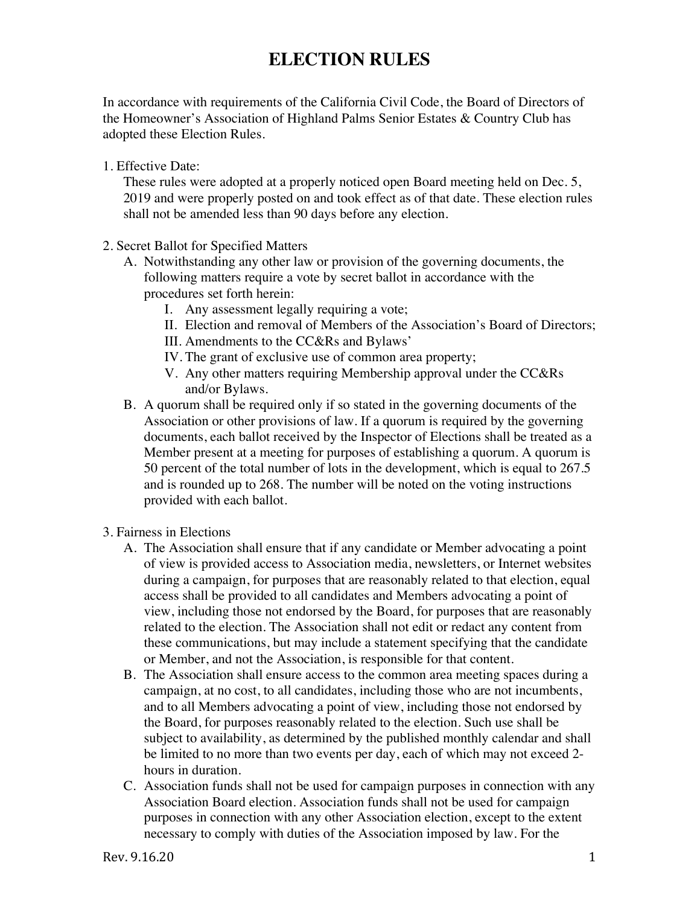# ELECTION RULES

In accordance with requirements of the California Civil Code, the Board of Directors of the Homeowner's Association of Highland Palms Senior Estates & Country Club has adopted these Election Rules.

1. Effective Date:

   These rules were adopted at a properly noticed open Board meeting held on Dec. 5, 2019 and were properly posted on and took effect as of that date. These election rules shall not be amended less than 90 days before any election.

2. Secret Ballot for Specified Matters

   A. Notwithstanding any other law or provision of the governing documents, the following matters require a vote by secret ballot in accordance with the procedures set forth herein:

      I. Any assessment legally requiring a vote;

      II. Election and removal of Members of the Association's Board of Directors;

      III. Amendments to the CC&Rs and Bylaws'

      IV. The grant of exclusive use of common area property;

      V. Any other matters requiring Membership approval under the CC&Rs and/or Bylaws.

   B. A quorum shall be required only if so stated in the governing documents of the Association or other provisions of law. If a quorum is required by the governing documents, each ballot received by the Inspector of Elections shall be treated as a Member present at a meeting for purposes of establishing a quorum. A quorum is 50 percent of the total number of lots in the development, which is equal to 267.5 and is rounded up to 268. The number will be noted on the voting instructions provided with each ballot.

3. Fairness in Elections

   A. The Association shall ensure that if any candidate or Member advocating a point of view is provided access to Association media, newsletters, or Internet websites during a campaign, for purposes that are reasonably related to that election, equal access shall be provided to all candidates and Members advocating a point of view, including those not endorsed by the Board, for purposes that are reasonably related to the election. The Association shall not edit or redact any content from these communications, but may include a statement specifying that the candidate or Member, and not the Association, is responsible for that content.

   B. The Association shall ensure access to the common area meeting spaces during a campaign, at no cost, to all candidates, including those who are not incumbents, and to all Members advocating a point of view, including those not endorsed by the Board, for purposes reasonably related to the election. Such use shall be subject to availability, as determined by the published monthly calendar and shall be limited to no more than two events per day, each of which may not exceed 2-hours in duration.

   C. Association funds shall not be used for campaign purposes in connection with any Association Board election. Association funds shall not be used for campaign purposes in connection with any other Association election, except to the extent necessary to comply with duties of the Association imposed by law. For the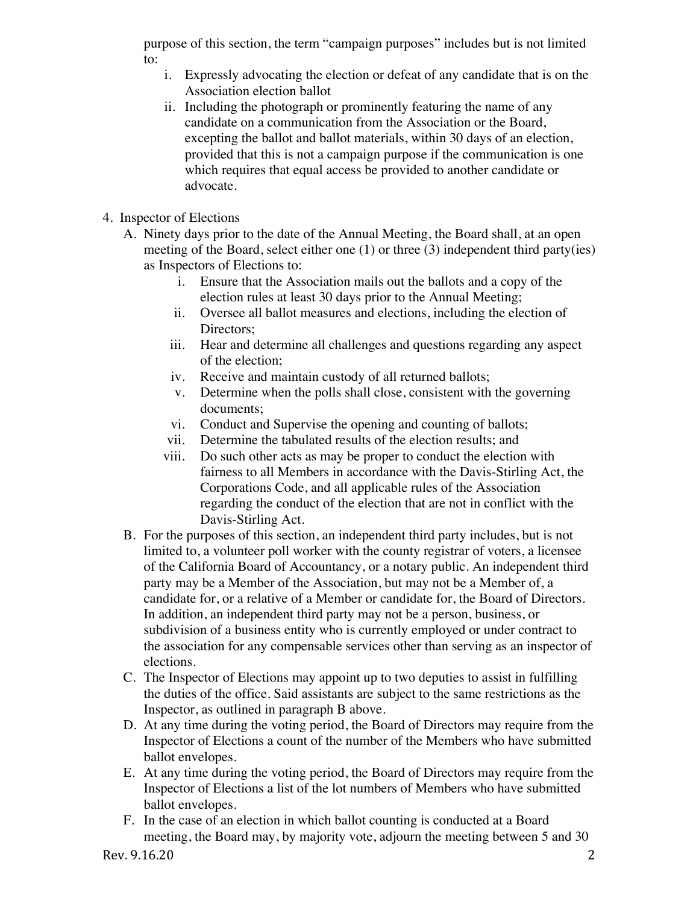purpose of this section, the term "campaign purposes" includes but is not limited to:

i. Expressly advocating the election or defeat of any candidate that is on the Association election ballot
ii. Including the photograph or prominently featuring the name of any candidate on a communication from the Association or the Board, excepting the ballot and ballot materials, within 30 days of an election, provided that this is not a campaign purpose if the communication is one which requires that equal access be provided to another candidate or advocate.

4. Inspector of Elections

A. Ninety days prior to the date of the Annual Meeting, the Board shall, at an open meeting of the Board, select either one (1) or three (3) independent third party(ies) as Inspectors of Elections to:

i. Ensure that the Association mails out the ballots and a copy of the election rules at least 30 days prior to the Annual Meeting;
ii. Oversee all ballot measures and elections, including the election of Directors;
iii. Hear and determine all challenges and questions regarding any aspect of the election;
iv. Receive and maintain custody of all returned ballots;
v. Determine when the polls shall close, consistent with the governing documents;
vi. Conduct and Supervise the opening and counting of ballots;
vii. Determine the tabulated results of the election results; and
viii. Do such other acts as may be proper to conduct the election with fairness to all Members in accordance with the Davis-Stirling Act, the Corporations Code, and all applicable rules of the Association regarding the conduct of the election that are not in conflict with the Davis-Stirling Act.

B. For the purposes of this section, an independent third party includes, but is not limited to, a volunteer poll worker with the county registrar of voters, a licensee of the California Board of Accountancy, or a notary public. An independent third party may be a Member of the Association, but may not be a Member of, a candidate for, or a relative of a Member or candidate for, the Board of Directors. In addition, an independent third party may not be a person, business, or subdivision of a business entity who is currently employed or under contract to the association for any compensable services other than serving as an inspector of elections.

C. The Inspector of Elections may appoint up to two deputies to assist in fulfilling the duties of the office. Said assistants are subject to the same restrictions as the Inspector, as outlined in paragraph B above.

D. At any time during the voting period, the Board of Directors may require from the Inspector of Elections a count of the number of the Members who have submitted ballot envelopes.

E. At any time during the voting period, the Board of Directors may require from the Inspector of Elections a list of the lot numbers of Members who have submitted ballot envelopes.

F. In the case of an election in which ballot counting is conducted at a Board meeting, the Board may, by majority vote, adjourn the meeting between 5 and 30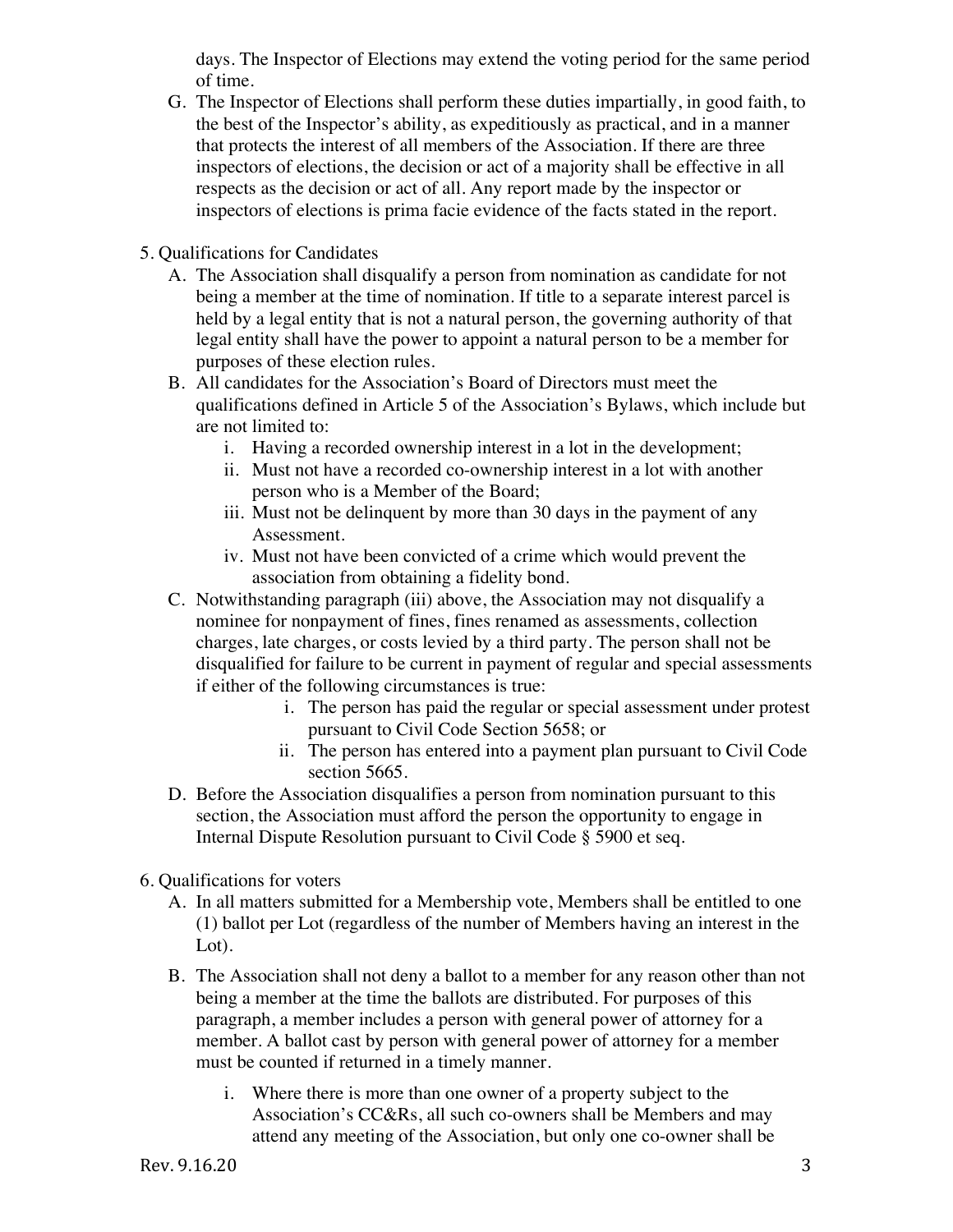days. The Inspector of Elections may extend the voting period for the same period of time.

G. The Inspector of Elections shall perform these duties impartially, in good faith, to the best of the Inspector's ability, as expeditiously as practical, and in a manner that protects the interest of all members of the Association. If there are three inspectors of elections, the decision or act of a majority shall be effective in all respects as the decision or act of all. Any report made by the inspector or inspectors of elections is prima facie evidence of the facts stated in the report.

5. Qualifications for Candidates
   A. The Association shall disqualify a person from nomination as candidate for not being a member at the time of nomination. If title to a separate interest parcel is held by a legal entity that is not a natural person, the governing authority of that legal entity shall have the power to appoint a natural person to be a member for purposes of these election rules.
   B. All candidates for the Association's Board of Directors must meet the qualifications defined in Article 5 of the Association's Bylaws, which include but are not limited to:
      i. Having a recorded ownership interest in a lot in the development;
      ii. Must not have a recorded co-ownership interest in a lot with another person who is a Member of the Board;
      iii. Must not be delinquent by more than 30 days in the payment of any Assessment.
      iv. Must not have been convicted of a crime which would prevent the association from obtaining a fidelity bond.
   C. Notwithstanding paragraph (iii) above, the Association may not disqualify a nominee for nonpayment of fines, fines renamed as assessments, collection charges, late charges, or costs levied by a third party. The person shall not be disqualified for failure to be current in payment of regular and special assessments if either of the following circumstances is true:
      i. The person has paid the regular or special assessment under protest pursuant to Civil Code Section 5658; or
      ii. The person has entered into a payment plan pursuant to Civil Code section 5665.
   D. Before the Association disqualifies a person from nomination pursuant to this section, the Association must afford the person the opportunity to engage in Internal Dispute Resolution pursuant to Civil Code § 5900 et seq.

6. Qualifications for voters
   A. In all matters submitted for a Membership vote, Members shall be entitled to one (1) ballot per Lot (regardless of the number of Members having an interest in the Lot).
   B. The Association shall not deny a ballot to a member for any reason other than not being a member at the time the ballots are distributed. For purposes of this paragraph, a member includes a person with general power of attorney for a member. A ballot cast by person with general power of attorney for a member must be counted if returned in a timely manner.
      i. Where there is more than one owner of a property subject to the Association's CC&Rs, all such co-owners shall be Members and may attend any meeting of the Association, but only one co-owner shall be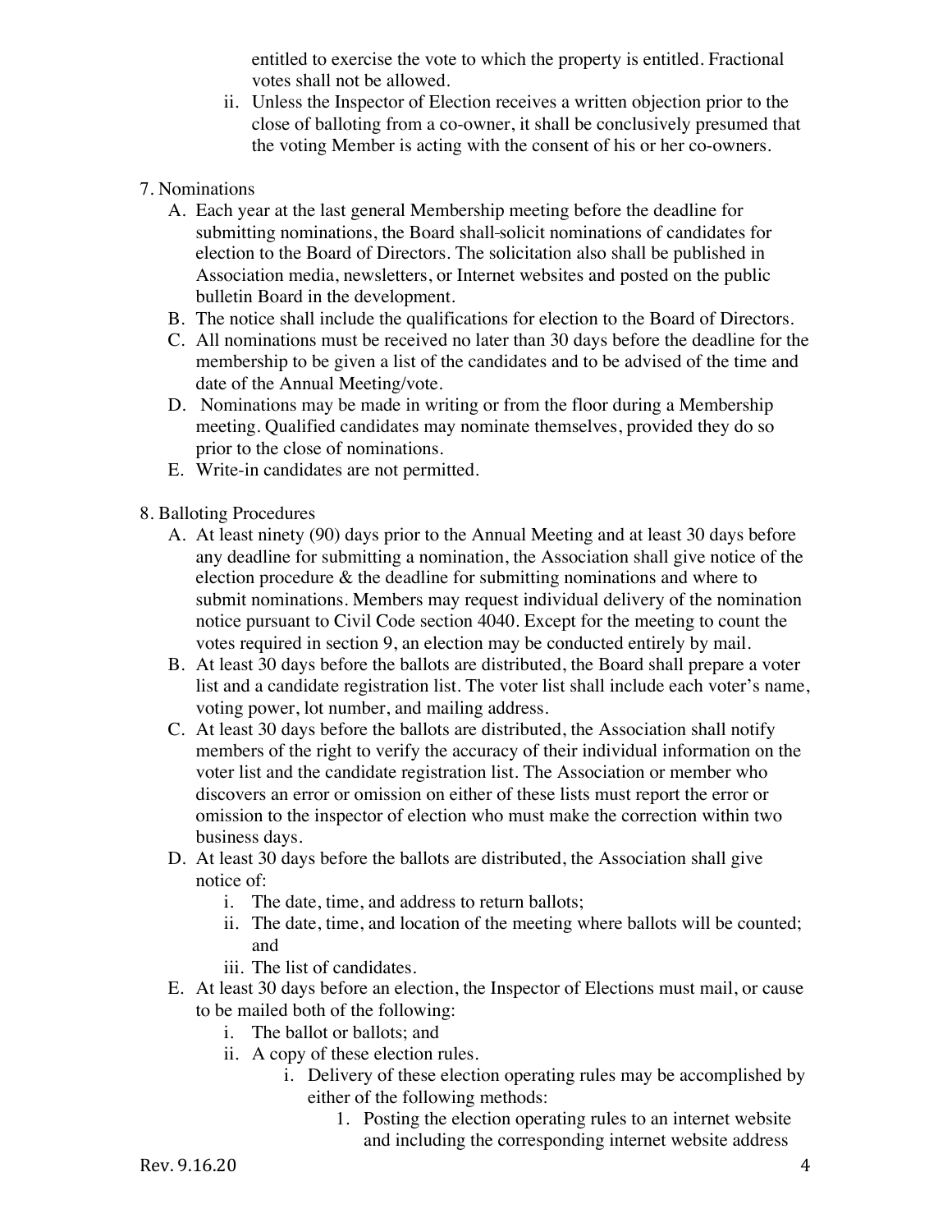entitled to exercise the vote to which the property is entitled. Fractional votes shall not be allowed.

   ii. Unless the Inspector of Election receives a written objection prior to the close of balloting from a co-owner, it shall be conclusively presumed that the voting Member is acting with the consent of his or her co-owners.

7. Nominations
   A. Each year at the last general Membership meeting before the deadline for submitting nominations, the Board shall solicit nominations of candidates for election to the Board of Directors. The solicitation also shall be published in Association media, newsletters, or Internet websites and posted on the public bulletin Board in the development.
   B. The notice shall include the qualifications for election to the Board of Directors.
   C. All nominations must be received no later than 30 days before the deadline for the membership to be given a list of the candidates and to be advised of the time and date of the Annual Meeting/vote.
   D. Nominations may be made in writing or from the floor during a Membership meeting. Qualified candidates may nominate themselves, provided they do so prior to the close of nominations.
   E. Write-in candidates are not permitted.

8. Balloting Procedures
   A. At least ninety (90) days prior to the Annual Meeting and at least 30 days before any deadline for submitting a nomination, the Association shall give notice of the election procedure & the deadline for submitting nominations and where to submit nominations. Members may request individual delivery of the nomination notice pursuant to Civil Code section 4040. Except for the meeting to count the votes required in section 9, an election may be conducted entirely by mail.
   B. At least 30 days before the ballots are distributed, the Board shall prepare a voter list and a candidate registration list. The voter list shall include each voter's name, voting power, lot number, and mailing address.
   C. At least 30 days before the ballots are distributed, the Association shall notify members of the right to verify the accuracy of their individual information on the voter list and the candidate registration list. The Association or member who discovers an error or omission on either of these lists must report the error or omission to the inspector of election who must make the correction within two business days.
   D. At least 30 days before the ballots are distributed, the Association shall give notice of:
      i. The date, time, and address to return ballots;
      ii. The date, time, and location of the meeting where ballots will be counted; and
      iii. The list of candidates.
   E. At least 30 days before an election, the Inspector of Elections must mail, or cause to be mailed both of the following:
      i. The ballot or ballots; and
      ii. A copy of these election rules.
         i. Delivery of these election operating rules may be accomplished by either of the following methods:
            1. Posting the election operating rules to an internet website and including the corresponding internet website address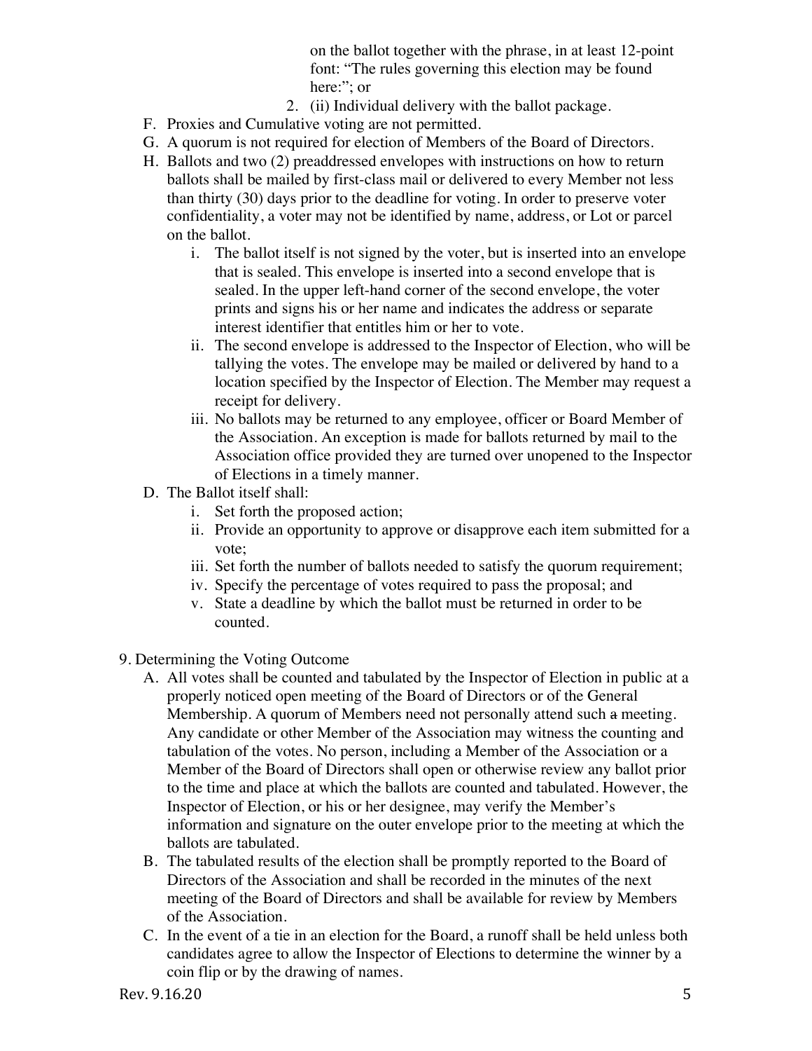on the ballot together with the phrase, in at least 12-point font: "The rules governing this election may be found here:"; or

2. (ii) Individual delivery with the ballot package.

F. Proxies and Cumulative voting are not permitted.

G. A quorum is not required for election of Members of the Board of Directors.

H. Ballots and two (2) preaddressed envelopes with instructions on how to return ballots shall be mailed by first-class mail or delivered to every Member not less than thirty (30) days prior to the deadline for voting. In order to preserve voter confidentiality, a voter may not be identified by name, address, or Lot or parcel on the ballot.

   i. The ballot itself is not signed by the voter, but is inserted into an envelope that is sealed. This envelope is inserted into a second envelope that is sealed. In the upper left-hand corner of the second envelope, the voter prints and signs his or her name and indicates the address or separate interest identifier that entitles him or her to vote.

   ii. The second envelope is addressed to the Inspector of Election, who will be tallying the votes. The envelope may be mailed or delivered by hand to a location specified by the Inspector of Election. The Member may request a receipt for delivery.

   iii. No ballots may be returned to any employee, officer or Board Member of the Association. An exception is made for ballots returned by mail to the Association office provided they are turned over unopened to the Inspector of Elections in a timely manner.

D. The Ballot itself shall:

   i. Set forth the proposed action;

   ii. Provide an opportunity to approve or disapprove each item submitted for a vote;

   iii. Set forth the number of ballots needed to satisfy the quorum requirement;

   iv. Specify the percentage of votes required to pass the proposal; and

   v. State a deadline by which the ballot must be returned in order to be counted.

9. Determining the Voting Outcome

A. All votes shall be counted and tabulated by the Inspector of Election in public at a properly noticed open meeting of the Board of Directors or of the General Membership. A quorum of Members need not personally attend such ~~a~~ meeting. Any candidate or other Member of the Association may witness the counting and tabulation of the votes. No person, including a Member of the Association or a Member of the Board of Directors shall open or otherwise review any ballot prior to the time and place at which the ballots are counted and tabulated. However, the Inspector of Election, or his or her designee, may verify the Member's information and signature on the outer envelope prior to the meeting at which the ballots are tabulated.

B. The tabulated results of the election shall be promptly reported to the Board of Directors of the Association and shall be recorded in the minutes of the next meeting of the Board of Directors and shall be available for review by Members of the Association.

C. In the event of a tie in an election for the Board, a runoff shall be held unless both candidates agree to allow the Inspector of Elections to determine the winner by a coin flip or by the drawing of names.

Rev. 9.16.20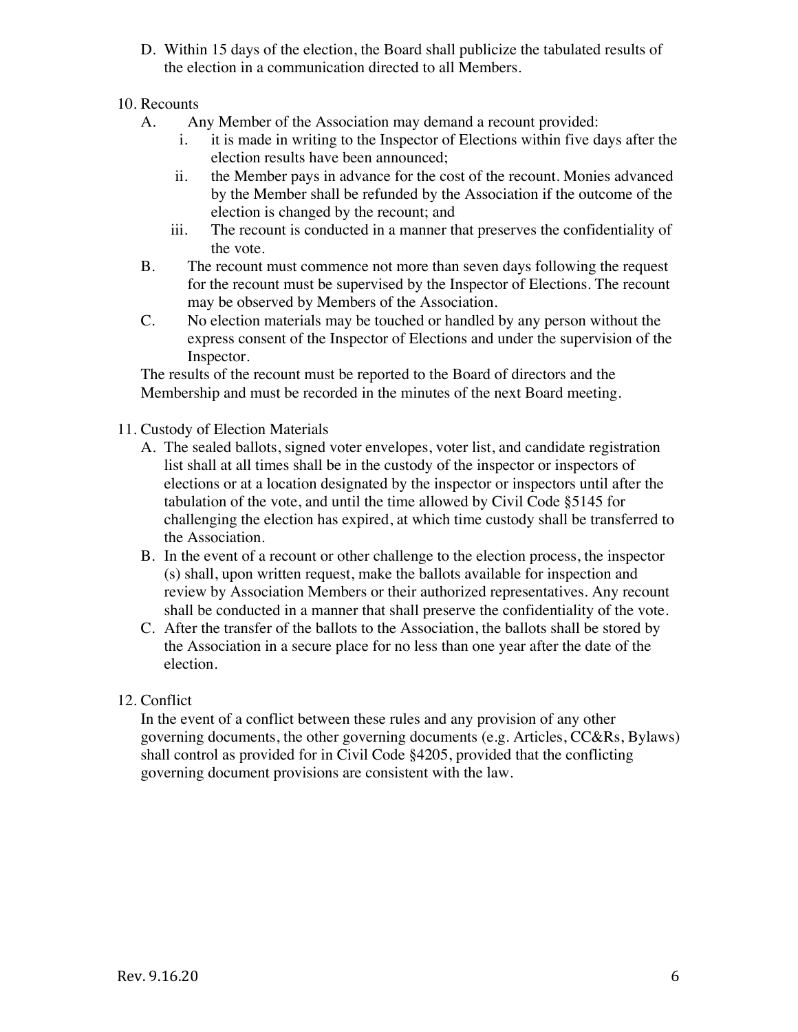D. Within 15 days of the election, the Board shall publicize the tabulated results of the election in a communication directed to all Members.

10. Recounts
   A. Any Member of the Association may demand a recount provided:
      i. it is made in writing to the Inspector of Elections within five days after the election results have been announced;
      ii. the Member pays in advance for the cost of the recount. Monies advanced by the Member shall be refunded by the Association if the outcome of the election is changed by the recount; and
      iii. The recount is conducted in a manner that preserves the confidentiality of the vote.
   B. The recount must commence not more than seven days following the request for the recount must be supervised by the Inspector of Elections. The recount may be observed by Members of the Association.
   C. No election materials may be touched or handled by any person without the express consent of the Inspector of Elections and under the supervision of the Inspector.

   The results of the recount must be reported to the Board of directors and the Membership and must be recorded in the minutes of the next Board meeting.

11. Custody of Election Materials
   A. The sealed ballots, signed voter envelopes, voter list, and candidate registration list shall at all times shall be in the custody of the inspector or inspectors of elections or at a location designated by the inspector or inspectors until after the tabulation of the vote, and until the time allowed by Civil Code §5145 for challenging the election has expired, at which time custody shall be transferred to the Association.
   B. In the event of a recount or other challenge to the election process, the inspector (s) shall, upon written request, make the ballots available for inspection and review by Association Members or their authorized representatives. Any recount shall be conducted in a manner that shall preserve the confidentiality of the vote.
   C. After the transfer of the ballots to the Association, the ballots shall be stored by the Association in a secure place for no less than one year after the date of the election.

12. Conflict

   In the event of a conflict between these rules and any provision of any other governing documents, the other governing documents (e.g. Articles, CC&Rs, Bylaws) shall control as provided for in Civil Code §4205, provided that the conflicting governing document provisions are consistent with the law.

Rev. 9.16.20